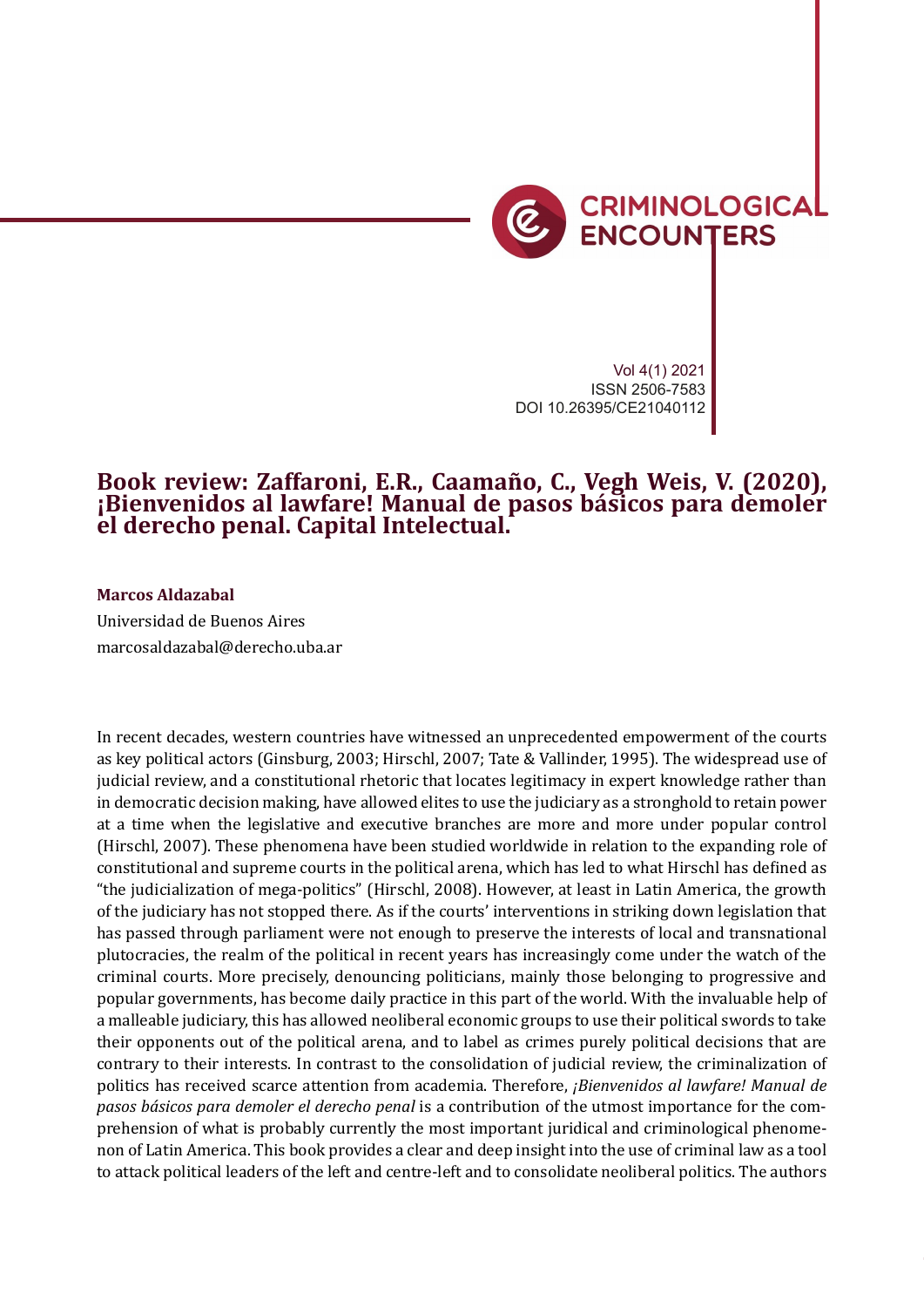Vol 4(1) 2021
ISSN 2506-7583
DOI 10.26395/CE21040112

# Book review: Zaffaroni, E.R., Caamaño, C., Vegh Weis, V. (2020), ¡Bienvenidos al lawfare! Manual de pasos básicos para demoler el derecho penal. Capital Intelectual.

**Marcos Aldazabal**

Universidad de Buenos Aires

marcosaldazabal@derecho.uba.ar

In recent decades, western countries have witnessed an unprecedented empowerment of the courts as key political actors (Ginsburg, 2003; Hirschl, 2007; Tate & Vallinder, 1995). The widespread use of judicial review, and a constitutional rhetoric that locates legitimacy in expert knowledge rather than in democratic decision making, have allowed elites to use the judiciary as a stronghold to retain power at a time when the legislative and executive branches are more and more under popular control (Hirschl, 2007). These phenomena have been studied worldwide in relation to the expanding role of constitutional and supreme courts in the political arena, which has led to what Hirschl has defined as "the judicialization of mega-politics" (Hirschl, 2008). However, at least in Latin America, the growth of the judiciary has not stopped there. As if the courts' interventions in striking down legislation that has passed through parliament were not enough to preserve the interests of local and transnational plutocracies, the realm of the political in recent years has increasingly come under the watch of the criminal courts. More precisely, denouncing politicians, mainly those belonging to progressive and popular governments, has become daily practice in this part of the world. With the invaluable help of a malleable judiciary, this has allowed neoliberal economic groups to use their political swords to take their opponents out of the political arena, and to label as crimes purely political decisions that are contrary to their interests. In contrast to the consolidation of judicial review, the criminalization of politics has received scarce attention from academia. Therefore, *¡Bienvenidos al lawfare! Manual de pasos básicos para demoler el derecho penal* is a contribution of the utmost importance for the comprehension of what is probably currently the most important juridical and criminological phenomenon of Latin America. This book provides a clear and deep insight into the use of criminal law as a tool to attack political leaders of the left and centre-left and to consolidate neoliberal politics. The authors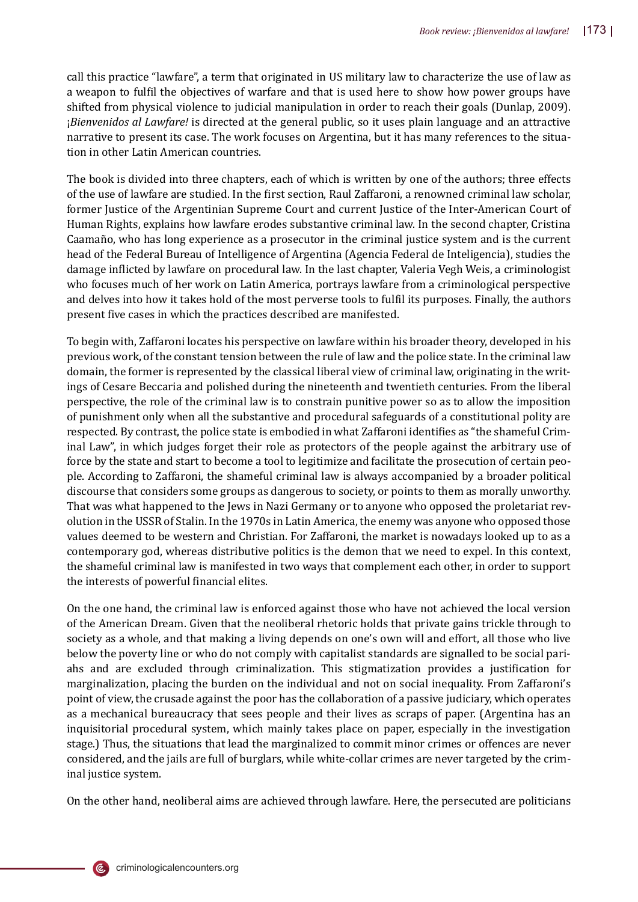call this practice "lawfare", a term that originated in US military law to characterize the use of law as a weapon to fulfil the objectives of warfare and that is used here to show how power groups have shifted from physical violence to judicial manipulation in order to reach their goals (Dunlap, 2009). *¡Bienvenidos al Lawfare!* is directed at the general public, so it uses plain language and an attractive narrative to present its case. The work focuses on Argentina, but it has many references to the situation in other Latin American countries.

The book is divided into three chapters, each of which is written by one of the authors; three effects of the use of lawfare are studied. In the first section, Raul Zaffaroni, a renowned criminal law scholar, former Justice of the Argentinian Supreme Court and current Justice of the Inter-American Court of Human Rights, explains how lawfare erodes substantive criminal law. In the second chapter, Cristina Caamaño, who has long experience as a prosecutor in the criminal justice system and is the current head of the Federal Bureau of Intelligence of Argentina (Agencia Federal de Inteligencia), studies the damage inflicted by lawfare on procedural law. In the last chapter, Valeria Vegh Weis, a criminologist who focuses much of her work on Latin America, portrays lawfare from a criminological perspective and delves into how it takes hold of the most perverse tools to fulfil its purposes. Finally, the authors present five cases in which the practices described are manifested.

To begin with, Zaffaroni locates his perspective on lawfare within his broader theory, developed in his previous work, of the constant tension between the rule of law and the police state. In the criminal law domain, the former is represented by the classical liberal view of criminal law, originating in the writings of Cesare Beccaria and polished during the nineteenth and twentieth centuries. From the liberal perspective, the role of the criminal law is to constrain punitive power so as to allow the imposition of punishment only when all the substantive and procedural safeguards of a constitutional polity are respected. By contrast, the police state is embodied in what Zaffaroni identifies as "the shameful Criminal Law", in which judges forget their role as protectors of the people against the arbitrary use of force by the state and start to become a tool to legitimize and facilitate the prosecution of certain people. According to Zaffaroni, the shameful criminal law is always accompanied by a broader political discourse that considers some groups as dangerous to society, or points to them as morally unworthy. That was what happened to the Jews in Nazi Germany or to anyone who opposed the proletariat revolution in the USSR of Stalin. In the 1970s in Latin America, the enemy was anyone who opposed those values deemed to be western and Christian. For Zaffaroni, the market is nowadays looked up to as a contemporary god, whereas distributive politics is the demon that we need to expel. In this context, the shameful criminal law is manifested in two ways that complement each other, in order to support the interests of powerful financial elites.

On the one hand, the criminal law is enforced against those who have not achieved the local version of the American Dream. Given that the neoliberal rhetoric holds that private gains trickle through to society as a whole, and that making a living depends on one's own will and effort, all those who live below the poverty line or who do not comply with capitalist standards are signalled to be social pariahs and are excluded through criminalization. This stigmatization provides a justification for marginalization, placing the burden on the individual and not on social inequality. From Zaffaroni's point of view, the crusade against the poor has the collaboration of a passive judiciary, which operates as a mechanical bureaucracy that sees people and their lives as scraps of paper. (Argentina has an inquisitorial procedural system, which mainly takes place on paper, especially in the investigation stage.) Thus, the situations that lead the marginalized to commit minor crimes or offences are never considered, and the jails are full of burglars, while white-collar crimes are never targeted by the criminal justice system.

On the other hand, neoliberal aims are achieved through lawfare. Here, the persecuted are politicians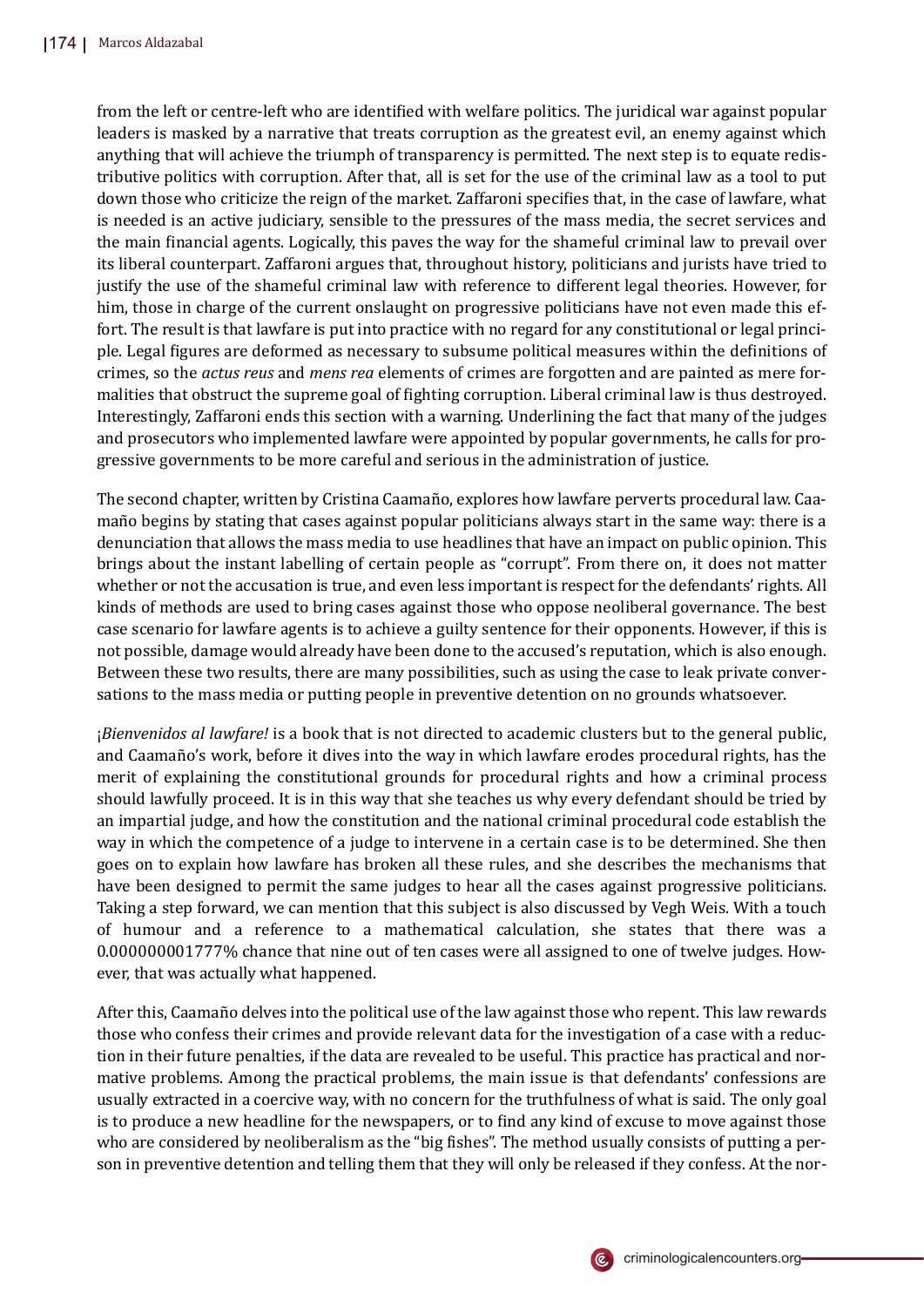from the left or centre-left who are identified with welfare politics. The juridical war against popular leaders is masked by a narrative that treats corruption as the greatest evil, an enemy against which anything that will achieve the triumph of transparency is permitted. The next step is to equate redistributive politics with corruption. After that, all is set for the use of the criminal law as a tool to put down those who criticize the reign of the market. Zaffaroni specifies that, in the case of lawfare, what is needed is an active judiciary, sensible to the pressures of the mass media, the secret services and the main financial agents. Logically, this paves the way for the shameful criminal law to prevail over its liberal counterpart. Zaffaroni argues that, throughout history, politicians and jurists have tried to justify the use of the shameful criminal law with reference to different legal theories. However, for him, those in charge of the current onslaught on progressive politicians have not even made this effort. The result is that lawfare is put into practice with no regard for any constitutional or legal principle. Legal figures are deformed as necessary to subsume political measures within the definitions of crimes, so the *actus reus* and *mens rea* elements of crimes are forgotten and are painted as mere formalities that obstruct the supreme goal of fighting corruption. Liberal criminal law is thus destroyed. Interestingly, Zaffaroni ends this section with a warning. Underlining the fact that many of the judges and prosecutors who implemented lawfare were appointed by popular governments, he calls for progressive governments to be more careful and serious in the administration of justice.

The second chapter, written by Cristina Caamaño, explores how lawfare perverts procedural law. Caamaño begins by stating that cases against popular politicians always start in the same way: there is a denunciation that allows the mass media to use headlines that have an impact on public opinion. This brings about the instant labelling of certain people as "corrupt". From there on, it does not matter whether or not the accusation is true, and even less important is respect for the defendants' rights. All kinds of methods are used to bring cases against those who oppose neoliberal governance. The best case scenario for lawfare agents is to achieve a guilty sentence for their opponents. However, if this is not possible, damage would already have been done to the accused's reputation, which is also enough. Between these two results, there are many possibilities, such as using the case to leak private conversations to the mass media or putting people in preventive detention on no grounds whatsoever.

*¡Bienvenidos al lawfare!* is a book that is not directed to academic clusters but to the general public, and Caamaño's work, before it dives into the way in which lawfare erodes procedural rights, has the merit of explaining the constitutional grounds for procedural rights and how a criminal process should lawfully proceed. It is in this way that she teaches us why every defendant should be tried by an impartial judge, and how the constitution and the national criminal procedural code establish the way in which the competence of a judge to intervene in a certain case is to be determined. She then goes on to explain how lawfare has broken all these rules, and she describes the mechanisms that have been designed to permit the same judges to hear all the cases against progressive politicians. Taking a step forward, we can mention that this subject is also discussed by Vegh Weis. With a touch of humour and a reference to a mathematical calculation, she states that there was a 0.000000001777% chance that nine out of ten cases were all assigned to one of twelve judges. However, that was actually what happened.

After this, Caamaño delves into the political use of the law against those who repent. This law rewards those who confess their crimes and provide relevant data for the investigation of a case with a reduction in their future penalties, if the data are revealed to be useful. This practice has practical and normative problems. Among the practical problems, the main issue is that defendants' confessions are usually extracted in a coercive way, with no concern for the truthfulness of what is said. The only goal is to produce a new headline for the newspapers, or to find any kind of excuse to move against those who are considered by neoliberalism as the "big fishes". The method usually consists of putting a person in preventive detention and telling them that they will only be released if they confess. At the nor-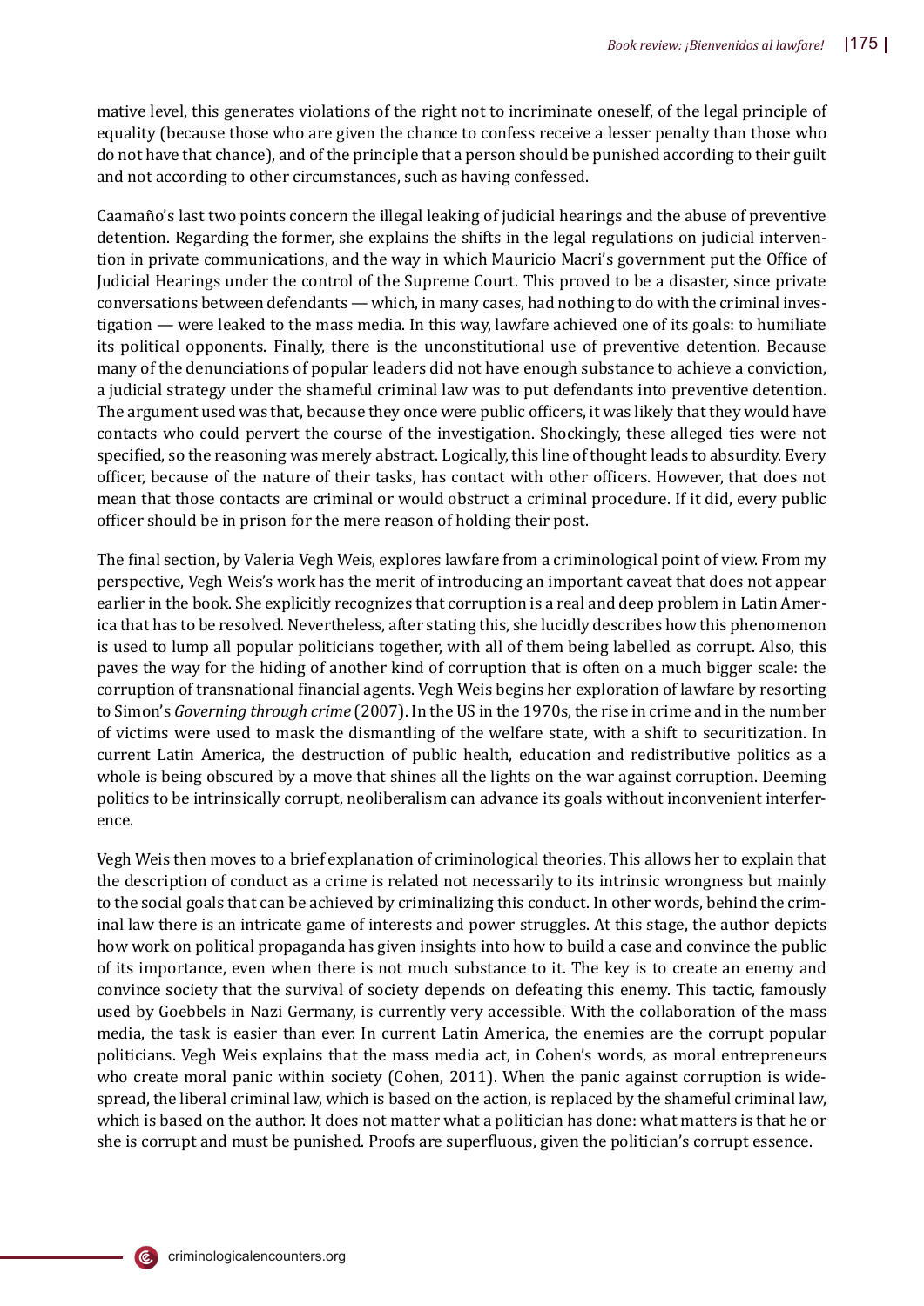mative level, this generates violations of the right not to incriminate oneself, of the legal principle of equality (because those who are given the chance to confess receive a lesser penalty than those who do not have that chance), and of the principle that a person should be punished according to their guilt and not according to other circumstances, such as having confessed.

Caamaño's last two points concern the illegal leaking of judicial hearings and the abuse of preventive detention. Regarding the former, she explains the shifts in the legal regulations on judicial intervention in private communications, and the way in which Mauricio Macri's government put the Office of Judicial Hearings under the control of the Supreme Court. This proved to be a disaster, since private conversations between defendants — which, in many cases, had nothing to do with the criminal investigation — were leaked to the mass media. In this way, lawfare achieved one of its goals: to humiliate its political opponents. Finally, there is the unconstitutional use of preventive detention. Because many of the denunciations of popular leaders did not have enough substance to achieve a conviction, a judicial strategy under the shameful criminal law was to put defendants into preventive detention. The argument used was that, because they once were public officers, it was likely that they would have contacts who could pervert the course of the investigation. Shockingly, these alleged ties were not specified, so the reasoning was merely abstract. Logically, this line of thought leads to absurdity. Every officer, because of the nature of their tasks, has contact with other officers. However, that does not mean that those contacts are criminal or would obstruct a criminal procedure. If it did, every public officer should be in prison for the mere reason of holding their post.

The final section, by Valeria Vegh Weis, explores lawfare from a criminological point of view. From my perspective, Vegh Weis's work has the merit of introducing an important caveat that does not appear earlier in the book. She explicitly recognizes that corruption is a real and deep problem in Latin America that has to be resolved. Nevertheless, after stating this, she lucidly describes how this phenomenon is used to lump all popular politicians together, with all of them being labelled as corrupt. Also, this paves the way for the hiding of another kind of corruption that is often on a much bigger scale: the corruption of transnational financial agents. Vegh Weis begins her exploration of lawfare by resorting to Simon's *Governing through crime* (2007). In the US in the 1970s, the rise in crime and in the number of victims were used to mask the dismantling of the welfare state, with a shift to securitization. In current Latin America, the destruction of public health, education and redistributive politics as a whole is being obscured by a move that shines all the lights on the war against corruption. Deeming politics to be intrinsically corrupt, neoliberalism can advance its goals without inconvenient interference.

Vegh Weis then moves to a brief explanation of criminological theories. This allows her to explain that the description of conduct as a crime is related not necessarily to its intrinsic wrongness but mainly to the social goals that can be achieved by criminalizing this conduct. In other words, behind the criminal law there is an intricate game of interests and power struggles. At this stage, the author depicts how work on political propaganda has given insights into how to build a case and convince the public of its importance, even when there is not much substance to it. The key is to create an enemy and convince society that the survival of society depends on defeating this enemy. This tactic, famously used by Goebbels in Nazi Germany, is currently very accessible. With the collaboration of the mass media, the task is easier than ever. In current Latin America, the enemies are the corrupt popular politicians. Vegh Weis explains that the mass media act, in Cohen's words, as moral entrepreneurs who create moral panic within society (Cohen, 2011). When the panic against corruption is widespread, the liberal criminal law, which is based on the action, is replaced by the shameful criminal law, which is based on the author. It does not matter what a politician has done: what matters is that he or she is corrupt and must be punished. Proofs are superfluous, given the politician's corrupt essence.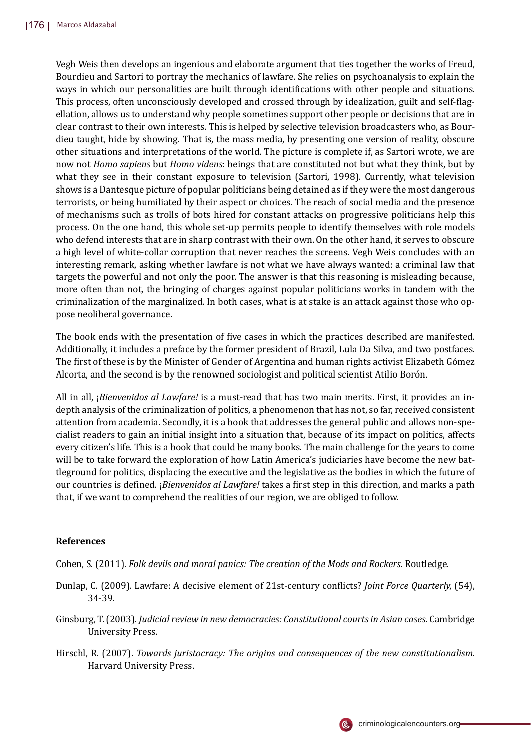Vegh Weis then develops an ingenious and elaborate argument that ties together the works of Freud, Bourdieu and Sartori to portray the mechanics of lawfare. She relies on psychoanalysis to explain the ways in which our personalities are built through identifications with other people and situations. This process, often unconsciously developed and crossed through by idealization, guilt and self-flagellation, allows us to understand why people sometimes support other people or decisions that are in clear contrast to their own interests. This is helped by selective television broadcasters who, as Bourdieu taught, hide by showing. That is, the mass media, by presenting one version of reality, obscure other situations and interpretations of the world. The picture is complete if, as Sartori wrote, we are now not *Homo sapiens* but *Homo videns*: beings that are constituted not but what they think, but by what they see in their constant exposure to television (Sartori, 1998). Currently, what television shows is a Dantesque picture of popular politicians being detained as if they were the most dangerous terrorists, or being humiliated by their aspect or choices. The reach of social media and the presence of mechanisms such as trolls of bots hired for constant attacks on progressive politicians help this process. On the one hand, this whole set-up permits people to identify themselves with role models who defend interests that are in sharp contrast with their own. On the other hand, it serves to obscure a high level of white-collar corruption that never reaches the screens. Vegh Weis concludes with an interesting remark, asking whether lawfare is not what we have always wanted: a criminal law that targets the powerful and not only the poor. The answer is that this reasoning is misleading because, more often than not, the bringing of charges against popular politicians works in tandem with the criminalization of the marginalized. In both cases, what is at stake is an attack against those who oppose neoliberal governance.

The book ends with the presentation of five cases in which the practices described are manifested. Additionally, it includes a preface by the former president of Brazil, Lula Da Silva, and two postfaces. The first of these is by the Minister of Gender of Argentina and human rights activist Elizabeth Gómez Alcorta, and the second is by the renowned sociologist and political scientist Atilio Borón.

All in all, *¡Bienvenidos al Lawfare!* is a must-read that has two main merits. First, it provides an in-depth analysis of the criminalization of politics, a phenomenon that has not, so far, received consistent attention from academia. Secondly, it is a book that addresses the general public and allows non-specialist readers to gain an initial insight into a situation that, because of its impact on politics, affects every citizen's life. This is a book that could be many books. The main challenge for the years to come will be to take forward the exploration of how Latin America's judiciaries have become the new battleground for politics, displacing the executive and the legislative as the bodies in which the future of our countries is defined. *¡Bienvenidos al Lawfare!* takes a first step in this direction, and marks a path that, if we want to comprehend the realities of our region, we are obliged to follow.

## References

Cohen, S. (2011). *Folk devils and moral panics: The creation of the Mods and Rockers*. Routledge.

Dunlap, C. (2009). Lawfare: A decisive element of 21st-century conflicts? *Joint Force Quarterly,* (54), 34-39.

Ginsburg, T. (2003). *Judicial review in new democracies: Constitutional courts in Asian cases*. Cambridge University Press.

Hirschl, R. (2007). *Towards juristocracy: The origins and consequences of the new constitutionalism*. Harvard University Press.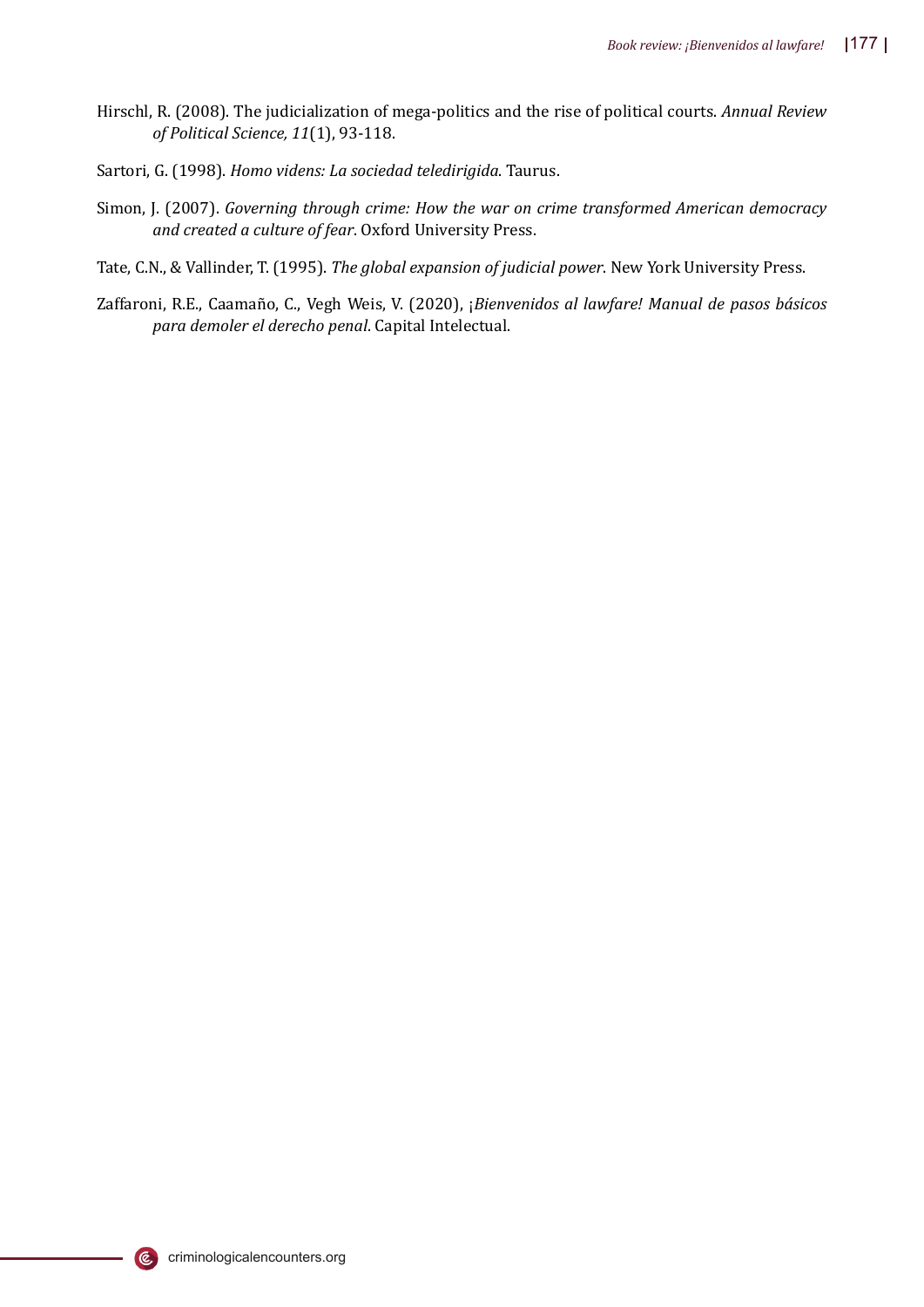Hirschl, R. (2008). The judicialization of mega-politics and the rise of political courts. *Annual Review of Political Science, 11*(1), 93-118.

Sartori, G. (1998). *Homo videns: La sociedad teledirigida*. Taurus.

Simon, J. (2007). *Governing through crime: How the war on crime transformed American democracy and created a culture of fear*. Oxford University Press.

Tate, C.N., & Vallinder, T. (1995). *The global expansion of judicial power*. New York University Press.

Zaffaroni, R.E., Caamaño, C., Vegh Weis, V. (2020), ¡*Bienvenidos al lawfare! Manual de pasos básicos para demoler el derecho penal*. Capital Intelectual.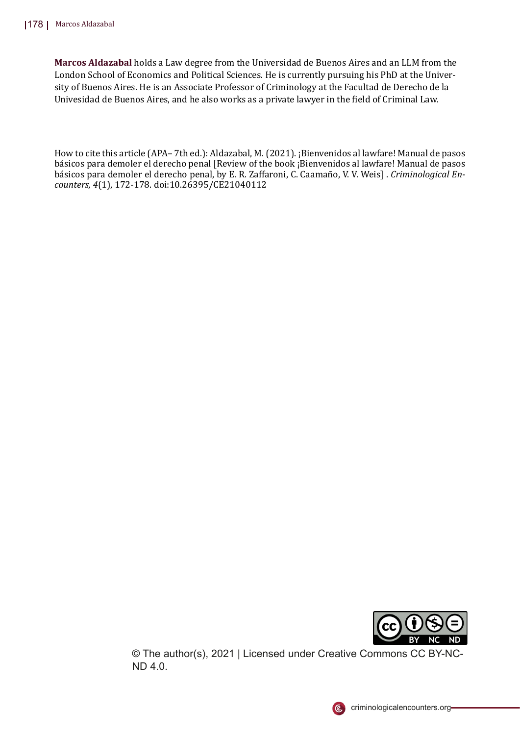**Marcos Aldazabal** holds a Law degree from the Universidad de Buenos Aires and an LLM from the London School of Economics and Political Sciences. He is currently pursuing his PhD at the University of Buenos Aires. He is an Associate Professor of Criminology at the Facultad de Derecho de la Univesidad de Buenos Aires, and he also works as a private lawyer in the field of Criminal Law.

How to cite this article (APA– 7th ed.): Aldazabal, M. (2021). ¡Bienvenidos al lawfare! Manual de pasos básicos para demoler el derecho penal [Review of the book ¡Bienvenidos al lawfare! Manual de pasos básicos para demoler el derecho penal, by E. R. Zaffaroni, C. Caamaño, V. V. Weis] . *Criminological Encounters, 4*(1), 172-178. doi:10.26395/CE21040112

© The author(s), 2021 | Licensed under Creative Commons CC BY-NC-ND 4.0.